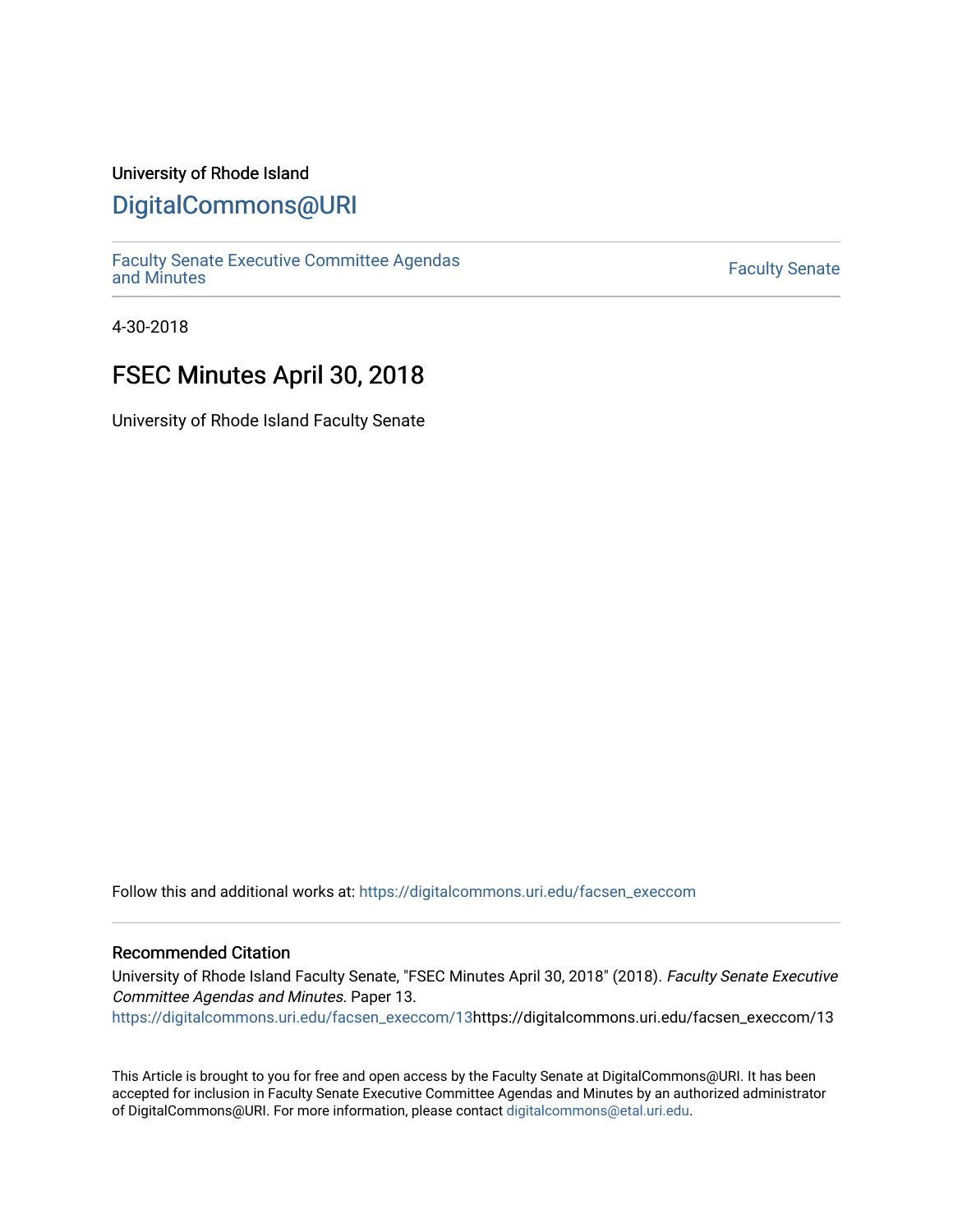University of Rhode Island

# DigitalCommons@URI

Faculty Senate Executive Committee Agendas and Minutes

Faculty Senate

4-30-2018

## FSEC Minutes April 30, 2018

University of Rhode Island Faculty Senate

Follow this and additional works at: https://digitalcommons.uri.edu/facsen_execcom

### Recommended Citation

University of Rhode Island Faculty Senate, "FSEC Minutes April 30, 2018" (2018). *Faculty Senate Executive Committee Agendas and Minutes*. Paper 13.
https://digitalcommons.uri.edu/facsen_execcom/13https://digitalcommons.uri.edu/facsen_execcom/13

This Article is brought to you for free and open access by the Faculty Senate at DigitalCommons@URI. It has been accepted for inclusion in Faculty Senate Executive Committee Agendas and Minutes by an authorized administrator of DigitalCommons@URI. For more information, please contact digitalcommons@etal.uri.edu.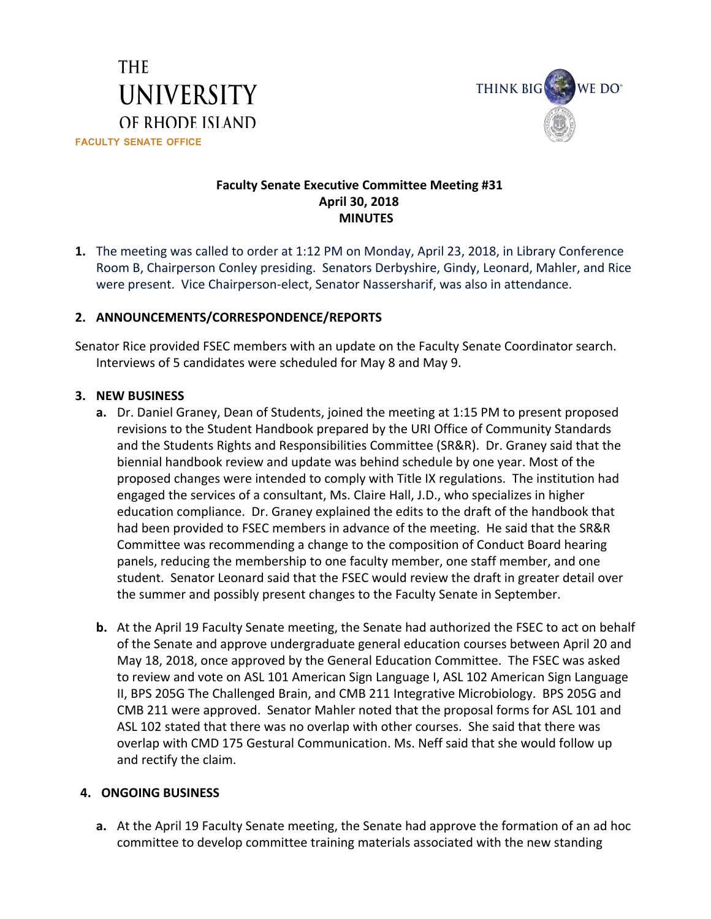THE UNIVERSITY OF RHODE ISLAND

FACULTY SENATE OFFICE

THINK BIG WE DO

**Faculty Senate Executive Committee Meeting #31**
**April 30, 2018**
**MINUTES**

1. The meeting was called to order at 1:12 PM on Monday, April 23, 2018, in Library Conference Room B, Chairperson Conley presiding. Senators Derbyshire, Gindy, Leonard, Mahler, and Rice were present. Vice Chairperson-elect, Senator Nassersharif, was also in attendance.

2. **ANNOUNCEMENTS/CORRESPONDENCE/REPORTS**

Senator Rice provided FSEC members with an update on the Faculty Senate Coordinator search. Interviews of 5 candidates were scheduled for May 8 and May 9.

3. **NEW BUSINESS**

   a. Dr. Daniel Graney, Dean of Students, joined the meeting at 1:15 PM to present proposed revisions to the Student Handbook prepared by the URI Office of Community Standards and the Students Rights and Responsibilities Committee (SR&R). Dr. Graney said that the biennial handbook review and update was behind schedule by one year. Most of the proposed changes were intended to comply with Title IX regulations. The institution had engaged the services of a consultant, Ms. Claire Hall, J.D., who specializes in higher education compliance. Dr. Graney explained the edits to the draft of the handbook that had been provided to FSEC members in advance of the meeting. He said that the SR&R Committee was recommending a change to the composition of Conduct Board hearing panels, reducing the membership to one faculty member, one staff member, and one student. Senator Leonard said that the FSEC would review the draft in greater detail over the summer and possibly present changes to the Faculty Senate in September.

   b. At the April 19 Faculty Senate meeting, the Senate had authorized the FSEC to act on behalf of the Senate and approve undergraduate general education courses between April 20 and May 18, 2018, once approved by the General Education Committee. The FSEC was asked to review and vote on ASL 101 American Sign Language I, ASL 102 American Sign Language II, BPS 205G The Challenged Brain, and CMB 211 Integrative Microbiology. BPS 205G and CMB 211 were approved. Senator Mahler noted that the proposal forms for ASL 101 and ASL 102 stated that there was no overlap with other courses. She said that there was overlap with CMD 175 Gestural Communication. Ms. Neff said that she would follow up and rectify the claim.

4. **ONGOING BUSINESS**

   a. At the April 19 Faculty Senate meeting, the Senate had approve the formation of an ad hoc committee to develop committee training materials associated with the new standing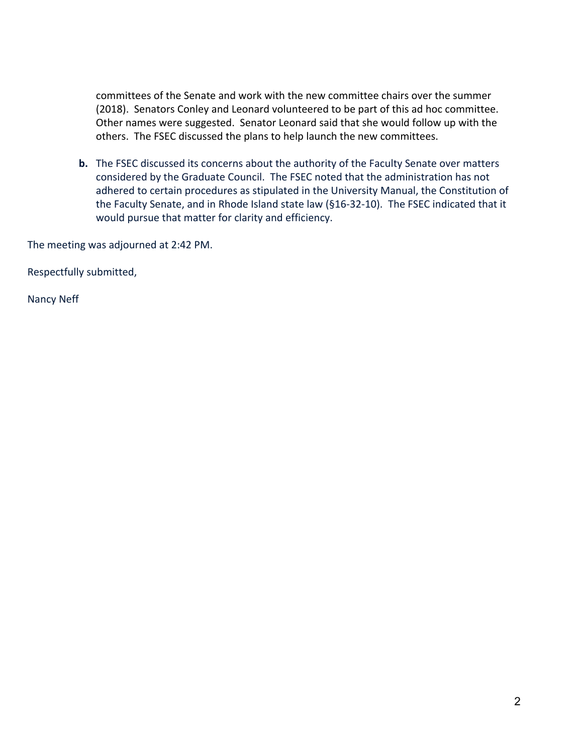committees of the Senate and work with the new committee chairs over the summer (2018). Senators Conley and Leonard volunteered to be part of this ad hoc committee. Other names were suggested. Senator Leonard said that she would follow up with the others. The FSEC discussed the plans to help launch the new committees.

**b.** The FSEC discussed its concerns about the authority of the Faculty Senate over matters considered by the Graduate Council. The FSEC noted that the administration has not adhered to certain procedures as stipulated in the University Manual, the Constitution of the Faculty Senate, and in Rhode Island state law (§16-32-10). The FSEC indicated that it would pursue that matter for clarity and efficiency.

The meeting was adjourned at 2:42 PM.

Respectfully submitted,

Nancy Neff